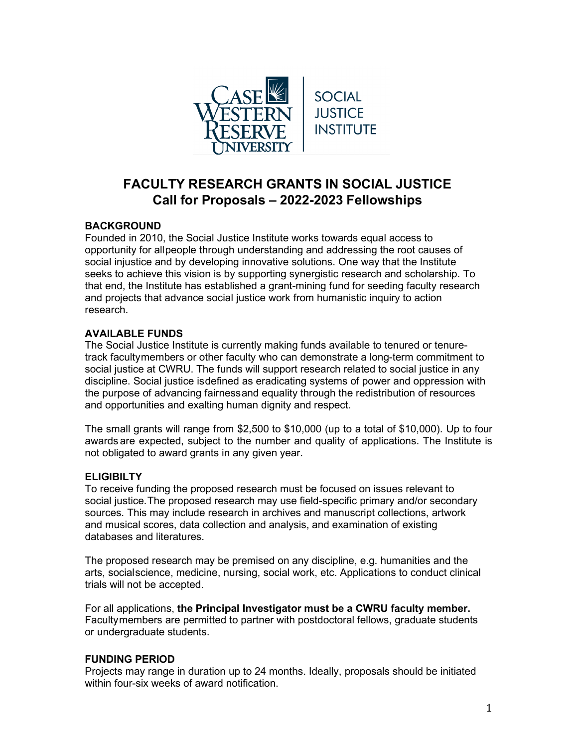# FACULTY RESEARCH GRANTS IN SOCIAL JUSTICE
## Call for Proposals – 2022-2023 Fellowships

### BACKGROUND

Founded in 2010, the Social Justice Institute works towards equal access to opportunity for all people through understanding and addressing the root causes of social injustice and by developing innovative solutions. One way that the Institute seeks to achieve this vision is by supporting synergistic research and scholarship. To that end, the Institute has established a grant-mining fund for seeding faculty research and projects that advance social justice work from humanistic inquiry to action research.

### AVAILABLE FUNDS

The Social Justice Institute is currently making funds available to tenured or tenure-track faculty members or other faculty who can demonstrate a long-term commitment to social justice at CWRU. The funds will support research related to social justice in any discipline. Social justice is defined as eradicating systems of power and oppression with the purpose of advancing fairness and equality through the redistribution of resources and opportunities and exalting human dignity and respect.

The small grants will range from $2,500 to $10,000 (up to a total of $10,000). Up to four awards are expected, subject to the number and quality of applications. The Institute is not obligated to award grants in any given year.

### ELIGIBILTY

To receive funding the proposed research must be focused on issues relevant to social justice. The proposed research may use field-specific primary and/or secondary sources. This may include research in archives and manuscript collections, artwork and musical scores, data collection and analysis, and examination of existing databases and literatures.

The proposed research may be premised on any discipline, e.g. humanities and the arts, social science, medicine, nursing, social work, etc. Applications to conduct clinical trials will not be accepted.

For all applications, **the Principal Investigator must be a CWRU faculty member.** Faculty members are permitted to partner with postdoctoral fellows, graduate students or undergraduate students.

### FUNDING PERIOD

Projects may range in duration up to 24 months. Ideally, proposals should be initiated within four-six weeks of award notification.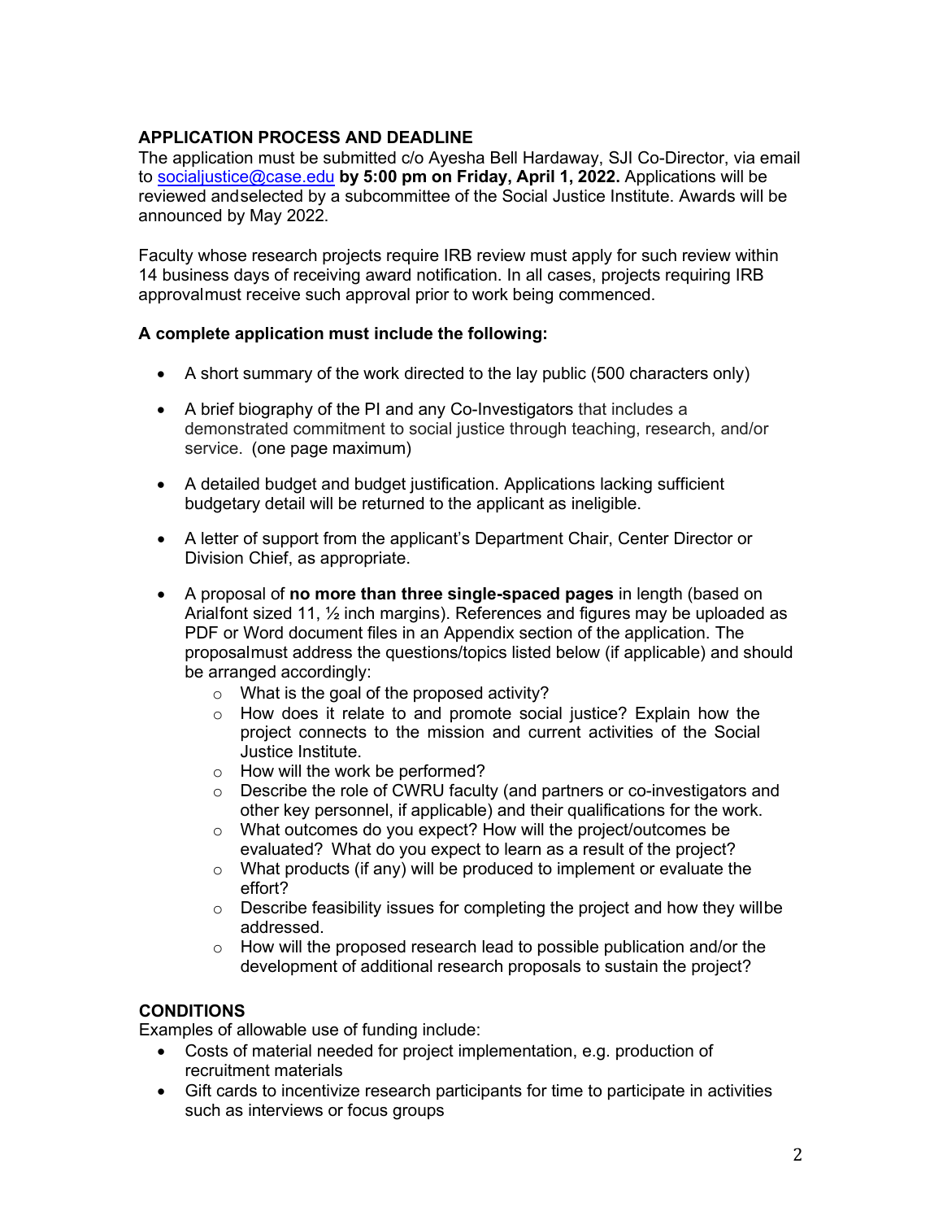## APPLICATION PROCESS AND DEADLINE

The application must be submitted c/o Ayesha Bell Hardaway, SJI Co-Director, via email to socialjustice@case.edu **by 5:00 pm on Friday, April 1, 2022.** Applications will be reviewed andselected by a subcommittee of the Social Justice Institute. Awards will be announced by May 2022.

Faculty whose research projects require IRB review must apply for such review within 14 business days of receiving award notification. In all cases, projects requiring IRB approvalmust receive such approval prior to work being commenced.

**A complete application must include the following:**

- A short summary of the work directed to the lay public (500 characters only)
- A brief biography of the PI and any Co-Investigators that includes a demonstrated commitment to social justice through teaching, research, and/or service. (one page maximum)
- A detailed budget and budget justification. Applications lacking sufficient budgetary detail will be returned to the applicant as ineligible.
- A letter of support from the applicant's Department Chair, Center Director or Division Chief, as appropriate.
- A proposal of **no more than three single-spaced pages** in length (based on Arialfont sized 11, ½ inch margins). References and figures may be uploaded as PDF or Word document files in an Appendix section of the application. The proposalmust address the questions/topics listed below (if applicable) and should be arranged accordingly:
  - What is the goal of the proposed activity?
  - How does it relate to and promote social justice? Explain how the project connects to the mission and current activities of the Social Justice Institute.
  - How will the work be performed?
  - Describe the role of CWRU faculty (and partners or co-investigators and other key personnel, if applicable) and their qualifications for the work.
  - What outcomes do you expect? How will the project/outcomes be evaluated? What do you expect to learn as a result of the project?
  - What products (if any) will be produced to implement or evaluate the effort?
  - Describe feasibility issues for completing the project and how they willbe addressed.
  - How will the proposed research lead to possible publication and/or the development of additional research proposals to sustain the project?

## CONDITIONS

Examples of allowable use of funding include:

- Costs of material needed for project implementation, e.g. production of recruitment materials
- Gift cards to incentivize research participants for time to participate in activities such as interviews or focus groups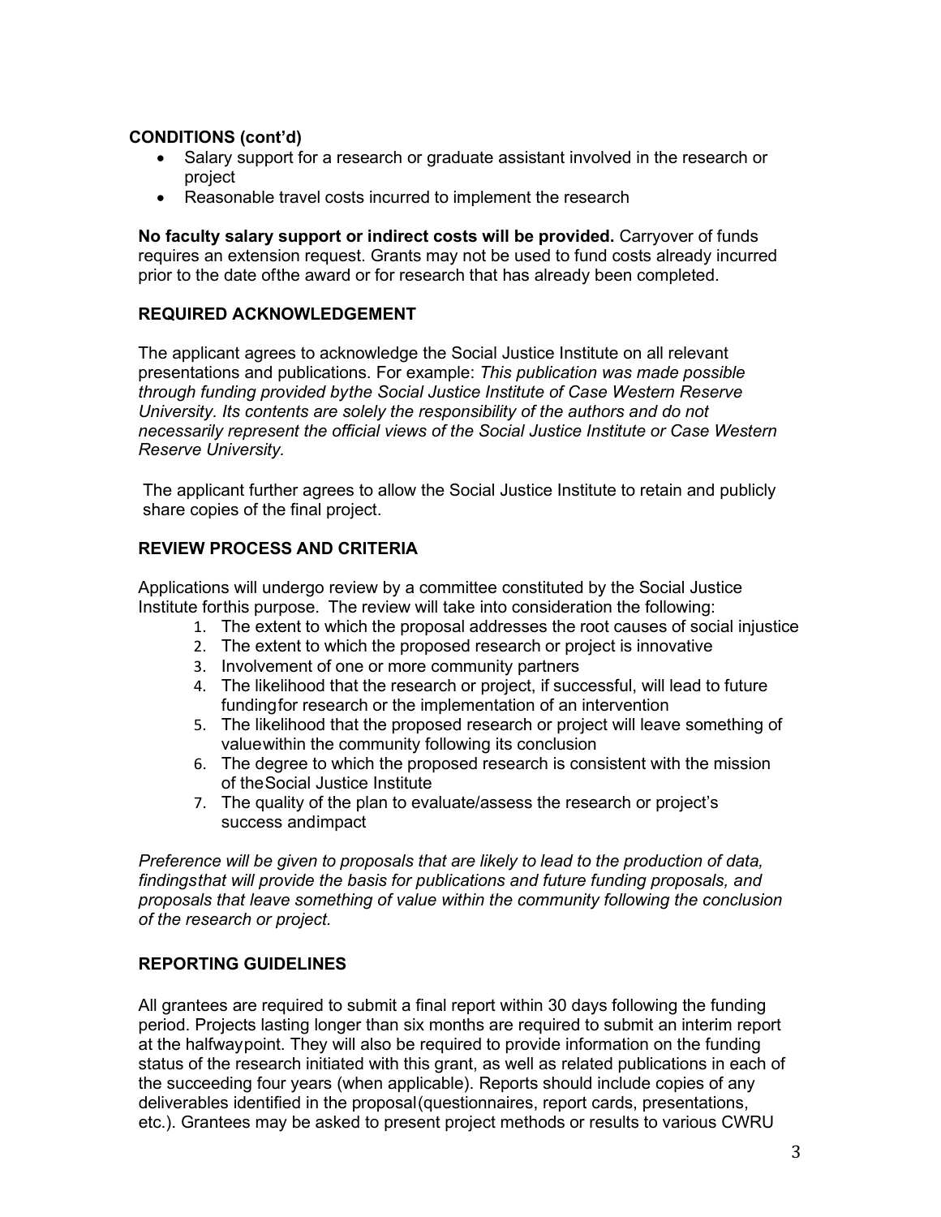**CONDITIONS (cont'd)**

- Salary support for a research or graduate assistant involved in the research or project
- Reasonable travel costs incurred to implement the research

**No faculty salary support or indirect costs will be provided.** Carryover of funds requires an extension request. Grants may not be used to fund costs already incurred prior to the date of the award or for research that has already been completed.

**REQUIRED ACKNOWLEDGEMENT**

The applicant agrees to acknowledge the Social Justice Institute on all relevant presentations and publications. For example: *This publication was made possible through funding provided by the Social Justice Institute of Case Western Reserve University. Its contents are solely the responsibility of the authors and do not necessarily represent the official views of the Social Justice Institute or Case Western Reserve University.*

The applicant further agrees to allow the Social Justice Institute to retain and publicly share copies of the final project.

**REVIEW PROCESS AND CRITERIA**

Applications will undergo review by a committee constituted by the Social Justice Institute for this purpose. The review will take into consideration the following:

1. The extent to which the proposal addresses the root causes of social injustice
2. The extent to which the proposed research or project is innovative
3. Involvement of one or more community partners
4. The likelihood that the research or project, if successful, will lead to future funding for research or the implementation of an intervention
5. The likelihood that the proposed research or project will leave something of value within the community following its conclusion
6. The degree to which the proposed research is consistent with the mission of the Social Justice Institute
7. The quality of the plan to evaluate/assess the research or project's success and impact

*Preference will be given to proposals that are likely to lead to the production of data, findings that will provide the basis for publications and future funding proposals, and proposals that leave something of value within the community following the conclusion of the research or project.*

**REPORTING GUIDELINES**

All grantees are required to submit a final report within 30 days following the funding period. Projects lasting longer than six months are required to submit an interim report at the halfway point. They will also be required to provide information on the funding status of the research initiated with this grant, as well as related publications in each of the succeeding four years (when applicable). Reports should include copies of any deliverables identified in the proposal (questionnaires, report cards, presentations, etc.). Grantees may be asked to present project methods or results to various CWRU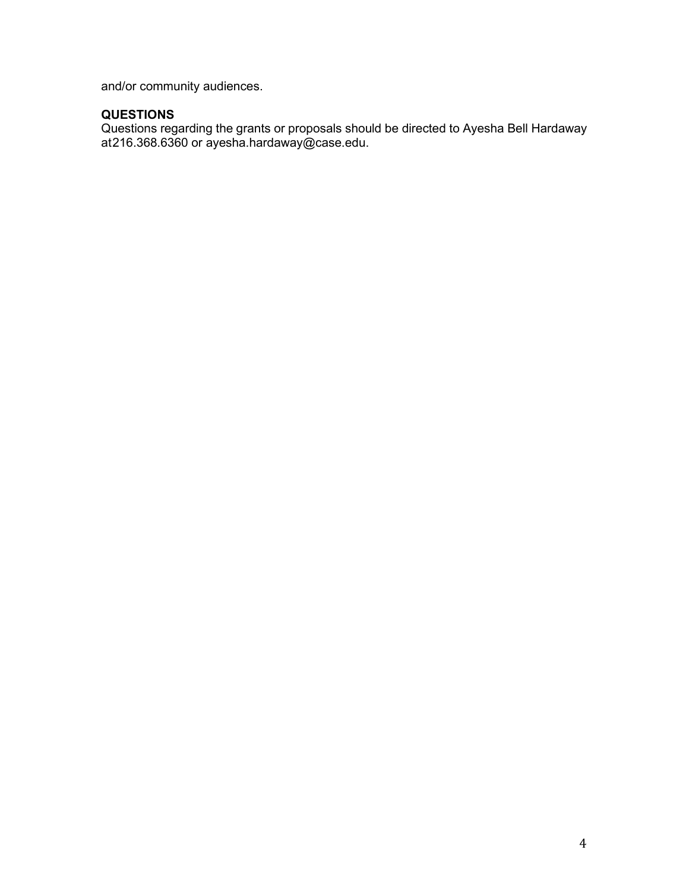and/or community audiences.

**QUESTIONS**
Questions regarding the grants or proposals should be directed to Ayesha Bell Hardaway at216.368.6360 or ayesha.hardaway@case.edu.